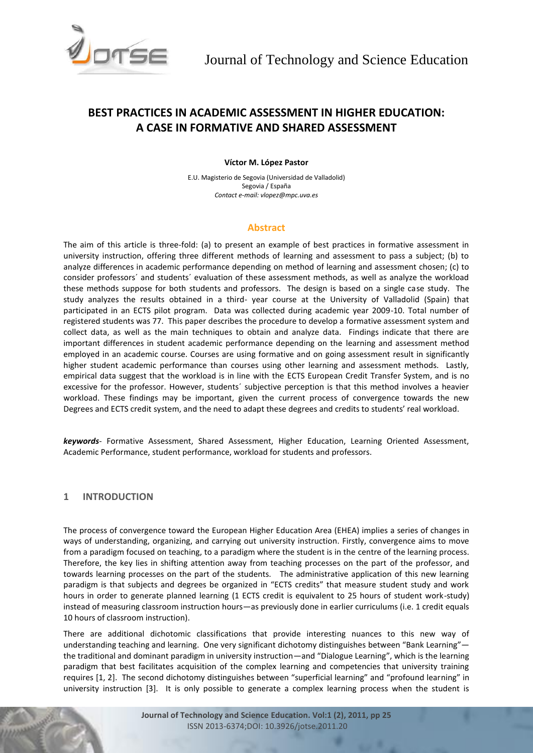# BEST PRACTICES IN ACADEMIC ASSESSMENT IN HIGHER EDUCATION: A CASE IN FORMATIVE AND SHARED ASSESSMENT

**Víctor M. López Pastor**

E.U. Magisterio de Segovia (Universidad de Valladolid)
Segovia / España
*Contact e-mail: vlopez@mpc.uva.es*

## Abstract

The aim of this article is three-fold: (a) to present an example of best practices in formative assessment in university instruction, offering three different methods of learning and assessment to pass a subject; (b) to analyze differences in academic performance depending on method of learning and assessment chosen; (c) to consider professors´ and students´ evaluation of these assessment methods, as well as analyze the workload these methods suppose for both students and professors. The design is based on a single case study. The study analyzes the results obtained in a third- year course at the University of Valladolid (Spain) that participated in an ECTS pilot program. Data was collected during academic year 2009-10. Total number of registered students was 77. This paper describes the procedure to develop a formative assessment system and collect data, as well as the main techniques to obtain and analyze data. Findings indicate that there are important differences in student academic performance depending on the learning and assessment method employed in an academic course. Courses are using formative and on going assessment result in significantly higher student academic performance than courses using other learning and assessment methods. Lastly, empirical data suggest that the workload is in line with the ECTS European Credit Transfer System, and is no excessive for the professor. However, students´ subjective perception is that this method involves a heavier workload. These findings may be important, given the current process of convergence towards the new Degrees and ECTS credit system, and the need to adapt these degrees and credits to students' real workload.

***keywords***- Formative Assessment, Shared Assessment, Higher Education, Learning Oriented Assessment, Academic Performance, student performance, workload for students and professors.

## 1 INTRODUCTION

The process of convergence toward the European Higher Education Area (EHEA) implies a series of changes in ways of understanding, organizing, and carrying out university instruction. Firstly, convergence aims to move from a paradigm focused on teaching, to a paradigm where the student is in the centre of the learning process. Therefore, the key lies in shifting attention away from teaching processes on the part of the professor, and towards learning processes on the part of the students. The administrative application of this new learning paradigm is that subjects and degrees be organized in "ECTS credits" that measure student study and work hours in order to generate planned learning (1 ECTS credit is equivalent to 25 hours of student work-study) instead of measuring classroom instruction hours—as previously done in earlier curriculums (i.e. 1 credit equals 10 hours of classroom instruction).

There are additional dichotomic classifications that provide interesting nuances to this new way of understanding teaching and learning. One very significant dichotomy distinguishes between "Bank Learning"—the traditional and dominant paradigm in university instruction—and "Dialogue Learning", which is the learning paradigm that best facilitates acquisition of the complex learning and competencies that university training requires [1, 2]. The second dichotomy distinguishes between "superficial learning" and "profound learning" in university instruction [3]. It is only possible to generate a complex learning process when the student is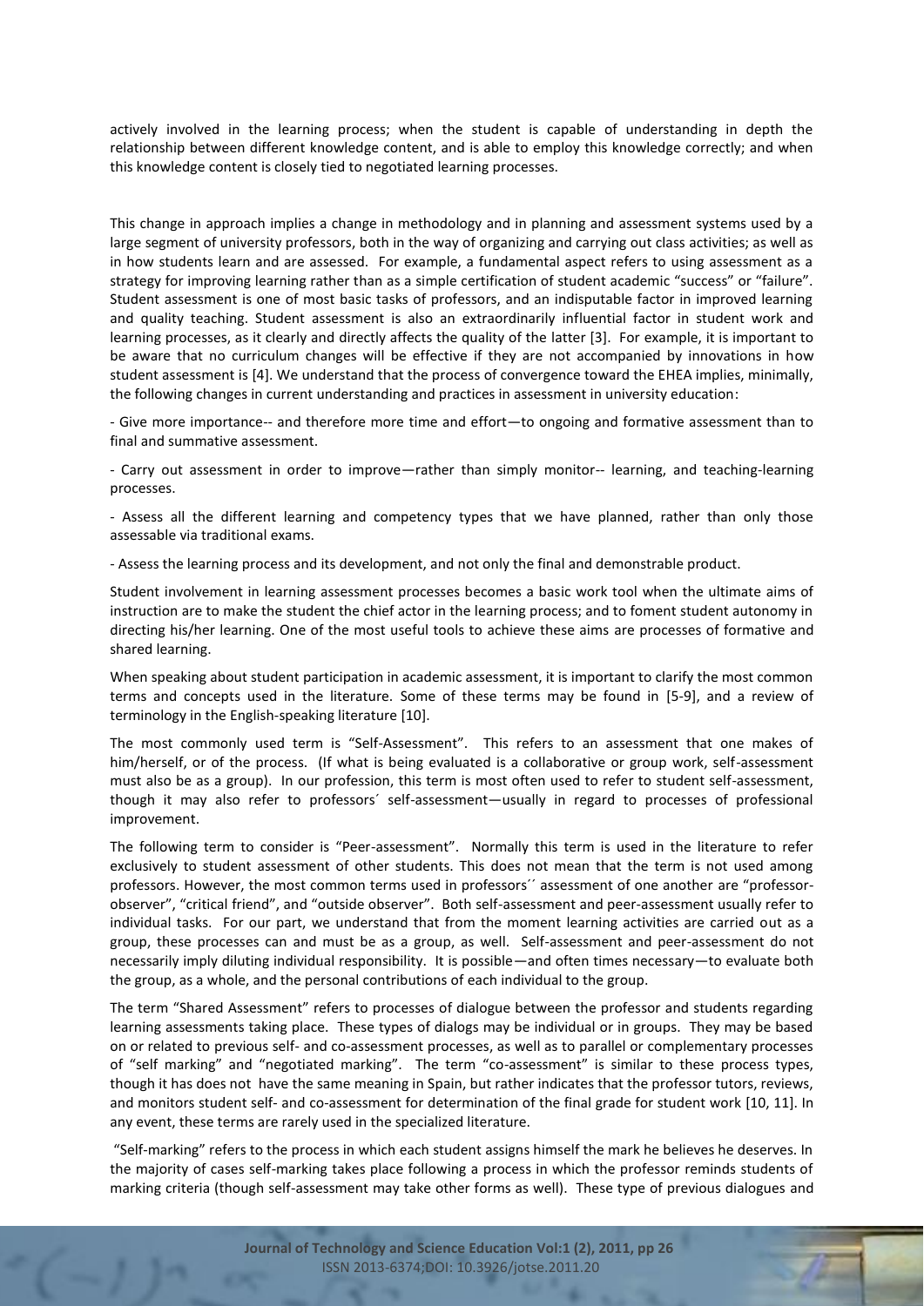actively involved in the learning process; when the student is capable of understanding in depth the relationship between different knowledge content, and is able to employ this knowledge correctly; and when this knowledge content is closely tied to negotiated learning processes.

This change in approach implies a change in methodology and in planning and assessment systems used by a large segment of university professors, both in the way of organizing and carrying out class activities; as well as in how students learn and are assessed. For example, a fundamental aspect refers to using assessment as a strategy for improving learning rather than as a simple certification of student academic "success" or "failure". Student assessment is one of most basic tasks of professors, and an indisputable factor in improved learning and quality teaching. Student assessment is also an extraordinarily influential factor in student work and learning processes, as it clearly and directly affects the quality of the latter [3]. For example, it is important to be aware that no curriculum changes will be effective if they are not accompanied by innovations in how student assessment is [4]. We understand that the process of convergence toward the EHEA implies, minimally, the following changes in current understanding and practices in assessment in university education:

- Give more importance-- and therefore more time and effort—to ongoing and formative assessment than to final and summative assessment.

- Carry out assessment in order to improve—rather than simply monitor-- learning, and teaching-learning processes.

- Assess all the different learning and competency types that we have planned, rather than only those assessable via traditional exams.

- Assess the learning process and its development, and not only the final and demonstrable product.

Student involvement in learning assessment processes becomes a basic work tool when the ultimate aims of instruction are to make the student the chief actor in the learning process; and to foment student autonomy in directing his/her learning. One of the most useful tools to achieve these aims are processes of formative and shared learning.

When speaking about student participation in academic assessment, it is important to clarify the most common terms and concepts used in the literature. Some of these terms may be found in [5-9], and a review of terminology in the English-speaking literature [10].

The most commonly used term is "Self-Assessment". This refers to an assessment that one makes of him/herself, or of the process. (If what is being evaluated is a collaborative or group work, self-assessment must also be as a group). In our profession, this term is most often used to refer to student self-assessment, though it may also refer to professors´ self-assessment—usually in regard to processes of professional improvement.

The following term to consider is "Peer-assessment". Normally this term is used in the literature to refer exclusively to student assessment of other students. This does not mean that the term is not used among professors. However, the most common terms used in professors´´ assessment of one another are "professor-observer", "critical friend", and "outside observer". Both self-assessment and peer-assessment usually refer to individual tasks. For our part, we understand that from the moment learning activities are carried out as a group, these processes can and must be as a group, as well. Self-assessment and peer-assessment do not necessarily imply diluting individual responsibility. It is possible—and often times necessary—to evaluate both the group, as a whole, and the personal contributions of each individual to the group.

The term "Shared Assessment" refers to processes of dialogue between the professor and students regarding learning assessments taking place. These types of dialogs may be individual or in groups. They may be based on or related to previous self- and co-assessment processes, as well as to parallel or complementary processes of "self marking" and "negotiated marking". The term "co-assessment" is similar to these process types, though it has does not have the same meaning in Spain, but rather indicates that the professor tutors, reviews, and monitors student self- and co-assessment for determination of the final grade for student work [10, 11]. In any event, these terms are rarely used in the specialized literature.

"Self-marking" refers to the process in which each student assigns himself the mark he believes he deserves. In the majority of cases self-marking takes place following a process in which the professor reminds students of marking criteria (though self-assessment may take other forms as well). These type of previous dialogues and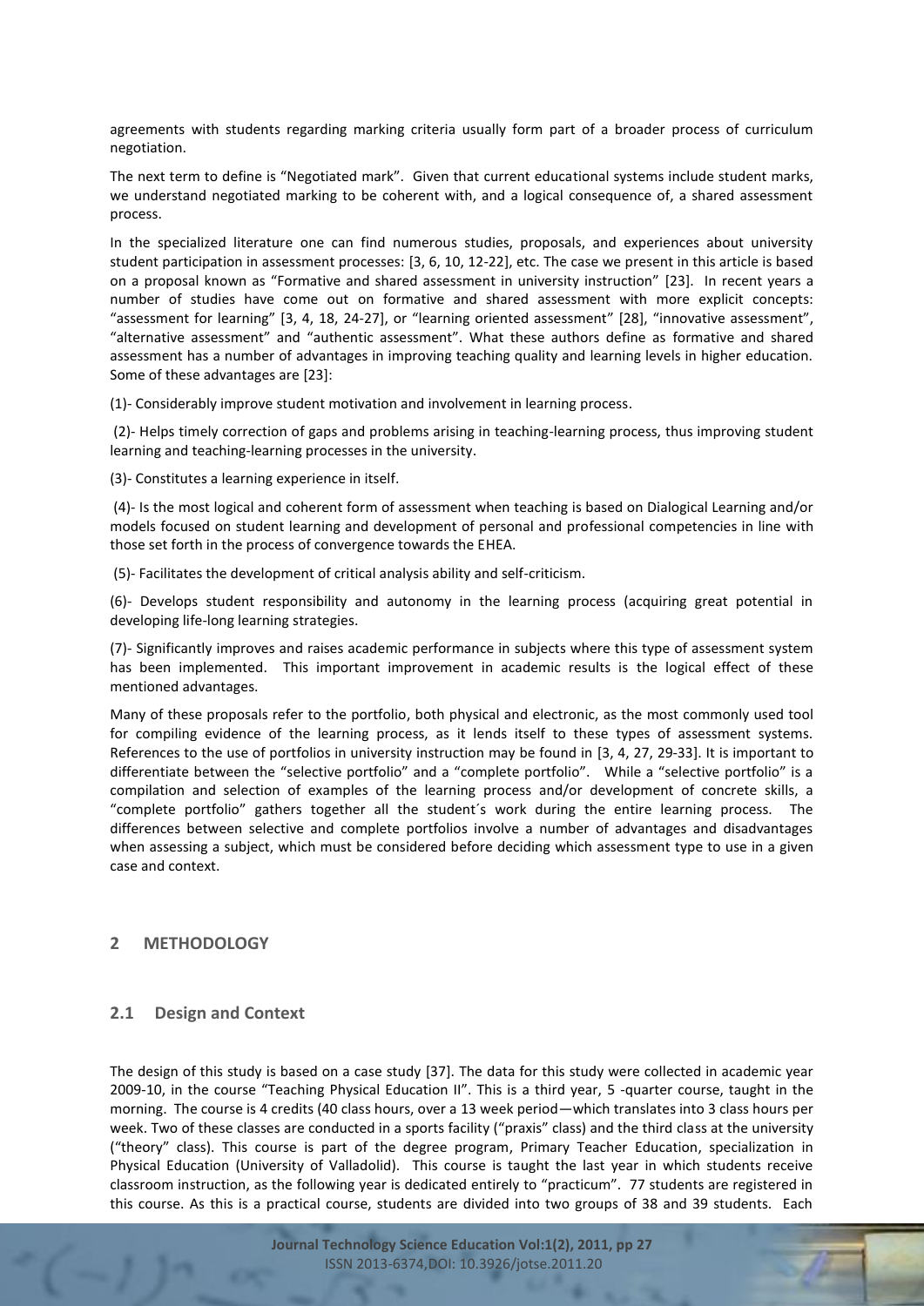agreements with students regarding marking criteria usually form part of a broader process of curriculum negotiation.

The next term to define is "Negotiated mark". Given that current educational systems include student marks, we understand negotiated marking to be coherent with, and a logical consequence of, a shared assessment process.

In the specialized literature one can find numerous studies, proposals, and experiences about university student participation in assessment processes: [3, 6, 10, 12-22], etc. The case we present in this article is based on a proposal known as "Formative and shared assessment in university instruction" [23]. In recent years a number of studies have come out on formative and shared assessment with more explicit concepts: "assessment for learning" [3, 4, 18, 24-27], or "learning oriented assessment" [28], "innovative assessment", "alternative assessment" and "authentic assessment". What these authors define as formative and shared assessment has a number of advantages in improving teaching quality and learning levels in higher education. Some of these advantages are [23]:

(1)- Considerably improve student motivation and involvement in learning process.

(2)- Helps timely correction of gaps and problems arising in teaching-learning process, thus improving student learning and teaching-learning processes in the university.

(3)- Constitutes a learning experience in itself.

(4)- Is the most logical and coherent form of assessment when teaching is based on Dialogical Learning and/or models focused on student learning and development of personal and professional competencies in line with those set forth in the process of convergence towards the EHEA.

(5)- Facilitates the development of critical analysis ability and self-criticism.

(6)- Develops student responsibility and autonomy in the learning process (acquiring great potential in developing life-long learning strategies.

(7)- Significantly improves and raises academic performance in subjects where this type of assessment system has been implemented. This important improvement in academic results is the logical effect of these mentioned advantages.

Many of these proposals refer to the portfolio, both physical and electronic, as the most commonly used tool for compiling evidence of the learning process, as it lends itself to these types of assessment systems. References to the use of portfolios in university instruction may be found in [3, 4, 27, 29-33]. It is important to differentiate between the "selective portfolio" and a "complete portfolio". While a "selective portfolio" is a compilation and selection of examples of the learning process and/or development of concrete skills, a "complete portfolio" gathers together all the student´s work during the entire learning process. The differences between selective and complete portfolios involve a number of advantages and disadvantages when assessing a subject, which must be considered before deciding which assessment type to use in a given case and context.

## 2 METHODOLOGY

### 2.1 Design and Context

The design of this study is based on a case study [37]. The data for this study were collected in academic year 2009-10, in the course "Teaching Physical Education II". This is a third year, 5 -quarter course, taught in the morning. The course is 4 credits (40 class hours, over a 13 week period—which translates into 3 class hours per week. Two of these classes are conducted in a sports facility ("praxis" class) and the third class at the university ("theory" class). This course is part of the degree program, Primary Teacher Education, specialization in Physical Education (University of Valladolid). This course is taught the last year in which students receive classroom instruction, as the following year is dedicated entirely to "practicum". 77 students are registered in this course. As this is a practical course, students are divided into two groups of 38 and 39 students. Each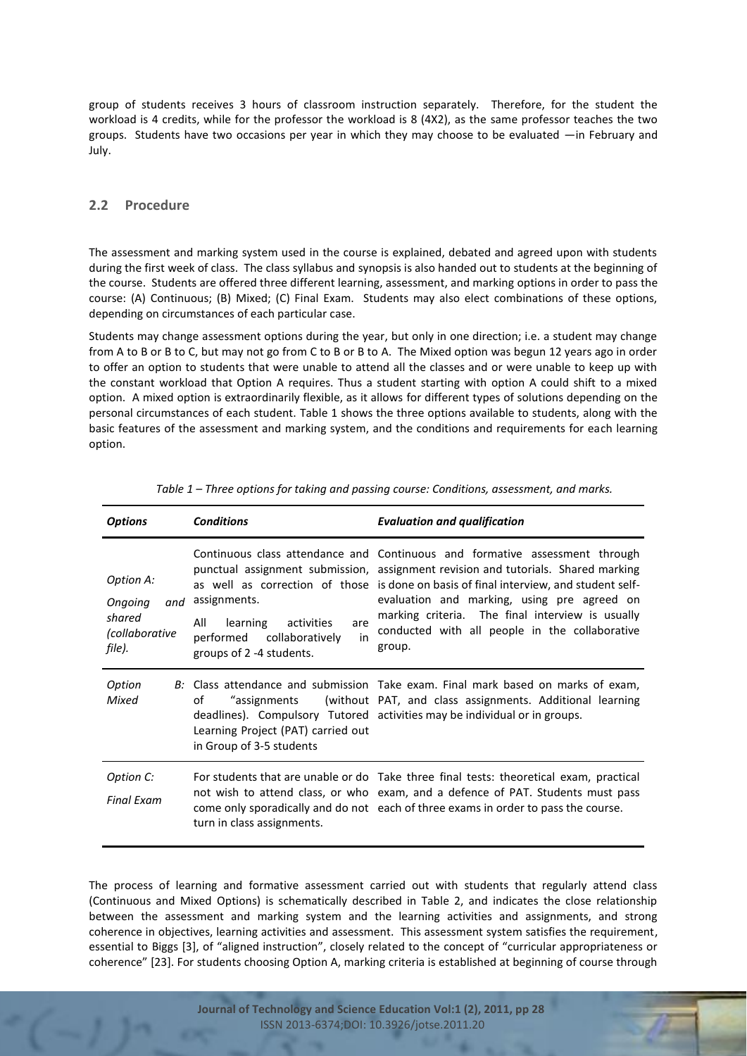group of students receives 3 hours of classroom instruction separately. Therefore, for the student the workload is 4 credits, while for the professor the workload is 8 (4X2), as the same professor teaches the two groups. Students have two occasions per year in which they may choose to be evaluated —in February and July.

## 2.2 Procedure

The assessment and marking system used in the course is explained, debated and agreed upon with students during the first week of class. The class syllabus and synopsis is also handed out to students at the beginning of the course. Students are offered three different learning, assessment, and marking options in order to pass the course: (A) Continuous; (B) Mixed; (C) Final Exam. Students may also elect combinations of these options, depending on circumstances of each particular case.

Students may change assessment options during the year, but only in one direction; i.e. a student may change from A to B or B to C, but may not go from C to B or B to A. The Mixed option was begun 12 years ago in order to offer an option to students that were unable to attend all the classes and or were unable to keep up with the constant workload that Option A requires. Thus a student starting with option A could shift to a mixed option. A mixed option is extraordinarily flexible, as it allows for different types of solutions depending on the personal circumstances of each student. Table 1 shows the three options available to students, along with the basic features of the assessment and marking system, and the conditions and requirements for each learning option.

*Table 1 – Three options for taking and passing course: Conditions, assessment, and marks.*

| *Options* | *Conditions* | *Evaluation and qualification* |
|---|---|---|
| *Option A: Ongoing and shared (collaborative file).* | Continuous class attendance and punctual assignment submission, as well as correction of those assignments. All learning activities are performed collaboratively in groups of 2 -4 students. | Continuous and formative assessment through assignment revision and tutorials. Shared marking is done on basis of final interview, and student self-evaluation and marking, using pre agreed on marking criteria. The final interview is usually conducted with all people in the collaborative group. |
| *Option B: Mixed* | Class attendance and submission of "assignments (without deadlines). Compulsory Tutored Learning Project (PAT) carried out in Group of 3-5 students | Take exam. Final mark based on marks of exam, PAT, and class assignments. Additional learning activities may be individual or in groups. |
| *Option C: Final Exam* | For students that are unable or do not wish to attend class, or who come only sporadically and do not turn in class assignments. | Take three final tests: theoretical exam, practical exam, and a defence of PAT. Students must pass each of three exams in order to pass the course. |

The process of learning and formative assessment carried out with students that regularly attend class (Continuous and Mixed Options) is schematically described in Table 2, and indicates the close relationship between the assessment and marking system and the learning activities and assignments, and strong coherence in objectives, learning activities and assessment. This assessment system satisfies the requirement, essential to Biggs [3], of "aligned instruction", closely related to the concept of "curricular appropriateness or coherence" [23]. For students choosing Option A, marking criteria is established at beginning of course through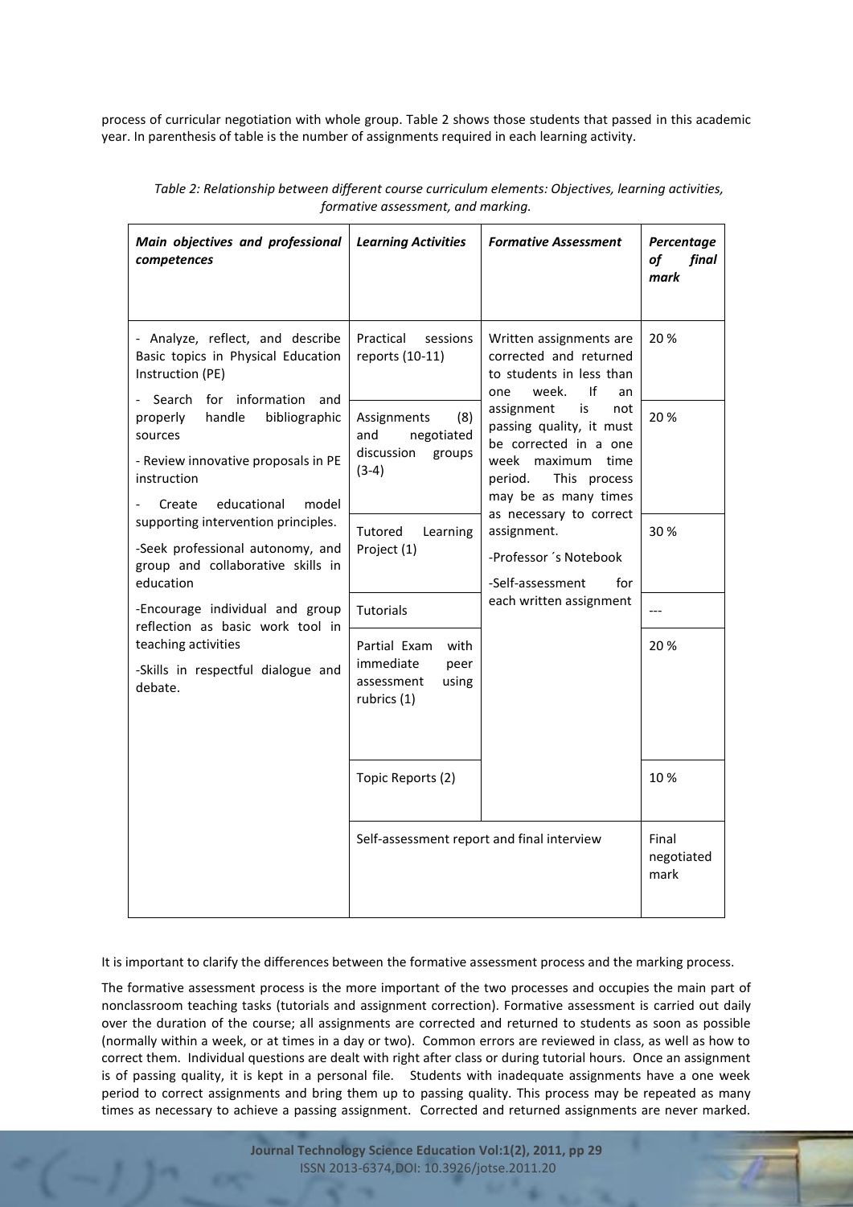process of curricular negotiation with whole group. Table 2 shows those students that passed in this academic year. In parenthesis of table is the number of assignments required in each learning activity.

*Table 2: Relationship between different course curriculum elements: Objectives, learning activities, formative assessment, and marking.*

| ***Main objectives and professional competences*** | ***Learning Activities*** | ***Formative Assessment*** | ***Percentage of final mark*** |
|---|---|---|---|
| - Analyze, reflect, and describe Basic topics in Physical Education Instruction (PE)<br>- Search for information and properly handle bibliographic sources<br>- Review innovative proposals in PE instruction<br>- Create educational model supporting intervention principles.<br>-Seek professional autonomy, and group and collaborative skills in education<br>-Encourage individual and group reflection as basic work tool in teaching activities<br>-Skills in respectful dialogue and debate. | Practical sessions reports (10-11) | Written assignments are corrected and returned to students in less than one week. If an assignment is not passing quality, it must be corrected in a one week maximum time period. This process may be as many times as necessary to correct assignment.<br>-Professor´s Notebook<br>-Self-assessment for each written assignment | 20 % |
| | Assignments (8) and negotiated discussion groups (3-4) | | 20 % |
| | Tutored Learning Project (1) | | 30 % |
| | Tutorials | | --- |
| | Partial Exam with immediate peer assessment using rubrics (1) | | 20 % |
| | Topic Reports (2) | | 10 % |
| | Self-assessment report and final interview | | Final negotiated mark |

It is important to clarify the differences between the formative assessment process and the marking process.

The formative assessment process is the more important of the two processes and occupies the main part of nonclassroom teaching tasks (tutorials and assignment correction). Formative assessment is carried out daily over the duration of the course; all assignments are corrected and returned to students as soon as possible (normally within a week, or at times in a day or two). Common errors are reviewed in class, as well as how to correct them. Individual questions are dealt with right after class or during tutorial hours. Once an assignment is of passing quality, it is kept in a personal file. Students with inadequate assignments have a one week period to correct assignments and bring them up to passing quality. This process may be repeated as many times as necessary to achieve a passing assignment. Corrected and returned assignments are never marked.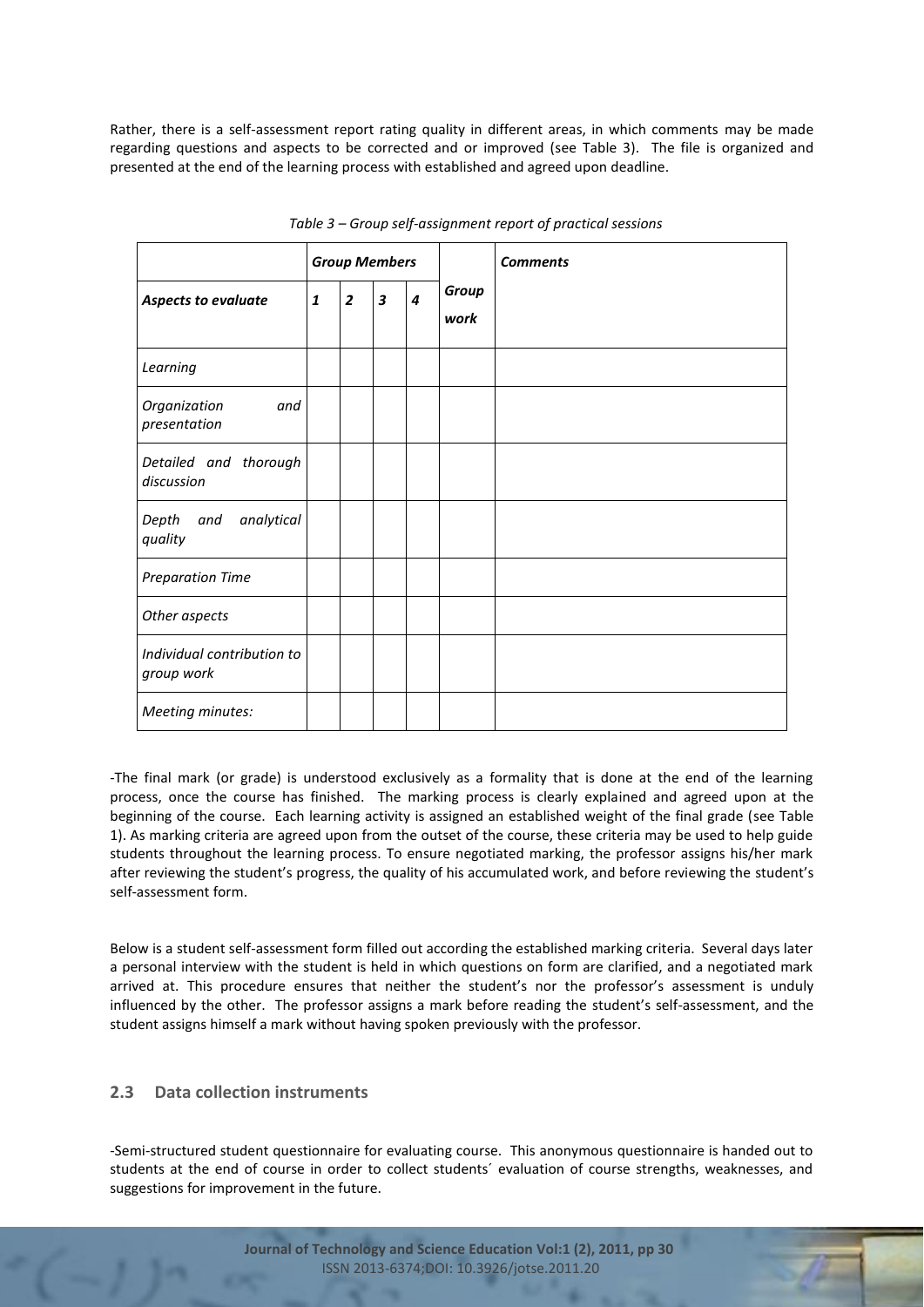Rather, there is a self-assessment report rating quality in different areas, in which comments may be made regarding questions and aspects to be corrected and or improved (see Table 3). The file is organized and presented at the end of the learning process with established and agreed upon deadline.

*Table 3 – Group self-assignment report of practical sessions*

| | ***Group Members*** | | | | | ***Comments*** |
|---|---|---|---|---|---|---|
| ***Aspects to evaluate*** | ***1*** | ***2*** | ***3*** | ***4*** | ***Group work*** | |
| *Learning* | | | | | | |
| *Organization and presentation* | | | | | | |
| *Detailed and thorough discussion* | | | | | | |
| *Depth and analytical quality* | | | | | | |
| *Preparation Time* | | | | | | |
| *Other aspects* | | | | | | |
| *Individual contribution to group work* | | | | | | |
| *Meeting minutes:* | | | | | | |

-The final mark (or grade) is understood exclusively as a formality that is done at the end of the learning process, once the course has finished. The marking process is clearly explained and agreed upon at the beginning of the course. Each learning activity is assigned an established weight of the final grade (see Table 1). As marking criteria are agreed upon from the outset of the course, these criteria may be used to help guide students throughout the learning process. To ensure negotiated marking, the professor assigns his/her mark after reviewing the student's progress, the quality of his accumulated work, and before reviewing the student's self-assessment form.

Below is a student self-assessment form filled out according the established marking criteria. Several days later a personal interview with the student is held in which questions on form are clarified, and a negotiated mark arrived at. This procedure ensures that neither the student's nor the professor's assessment is unduly influenced by the other. The professor assigns a mark before reading the student's self-assessment, and the student assigns himself a mark without having spoken previously with the professor.

## 2.3 Data collection instruments

-Semi-structured student questionnaire for evaluating course. This anonymous questionnaire is handed out to students at the end of course in order to collect students´ evaluation of course strengths, weaknesses, and suggestions for improvement in the future.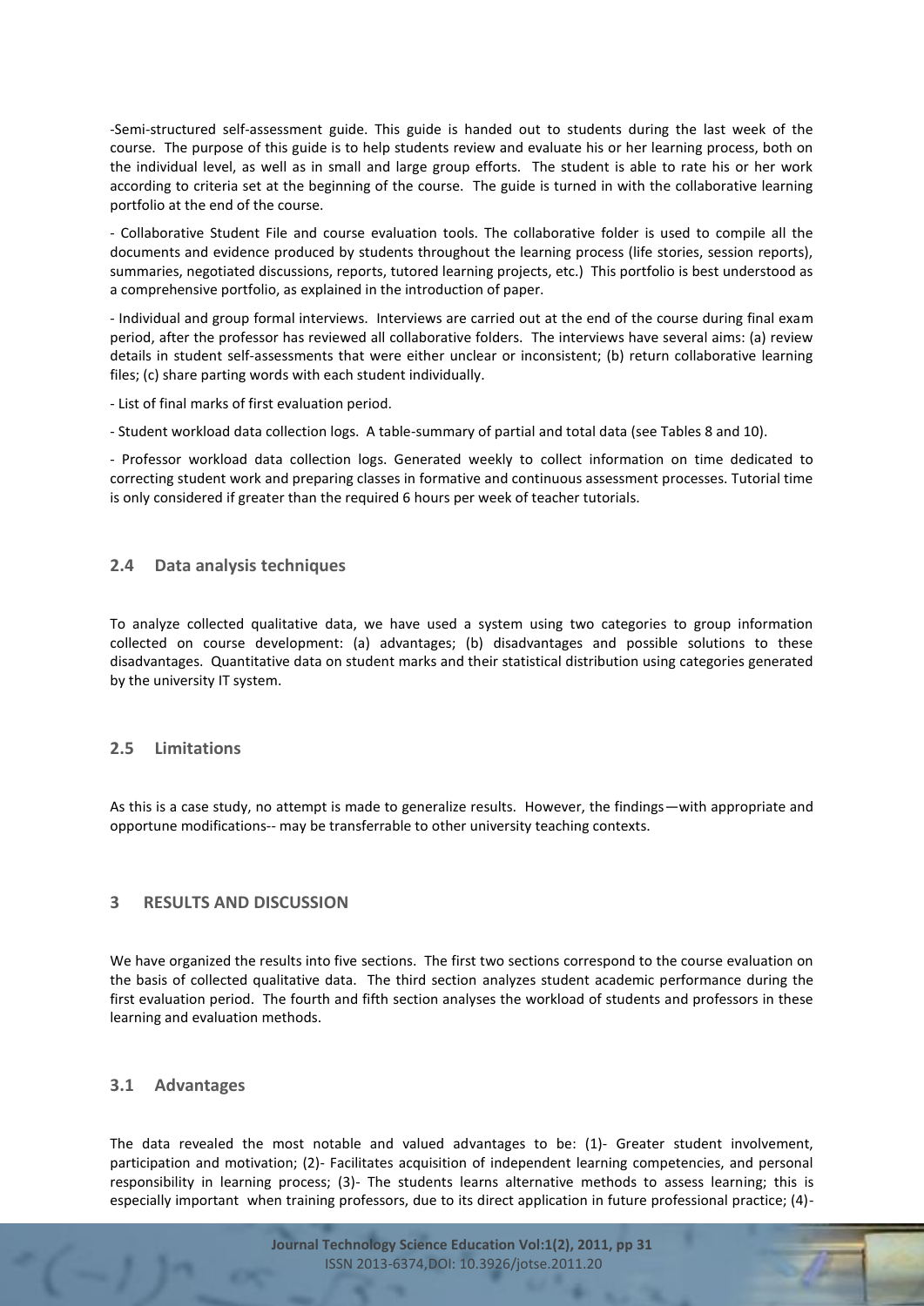-Semi-structured self-assessment guide. This guide is handed out to students during the last week of the course. The purpose of this guide is to help students review and evaluate his or her learning process, both on the individual level, as well as in small and large group efforts. The student is able to rate his or her work according to criteria set at the beginning of the course. The guide is turned in with the collaborative learning portfolio at the end of the course.

- Collaborative Student File and course evaluation tools. The collaborative folder is used to compile all the documents and evidence produced by students throughout the learning process (life stories, session reports), summaries, negotiated discussions, reports, tutored learning projects, etc.) This portfolio is best understood as a comprehensive portfolio, as explained in the introduction of paper.

- Individual and group formal interviews. Interviews are carried out at the end of the course during final exam period, after the professor has reviewed all collaborative folders. The interviews have several aims: (a) review details in student self-assessments that were either unclear or inconsistent; (b) return collaborative learning files; (c) share parting words with each student individually.

- List of final marks of first evaluation period.

- Student workload data collection logs. A table-summary of partial and total data (see Tables 8 and 10).

- Professor workload data collection logs. Generated weekly to collect information on time dedicated to correcting student work and preparing classes in formative and continuous assessment processes. Tutorial time is only considered if greater than the required 6 hours per week of teacher tutorials.

### 2.4 Data analysis techniques

To analyze collected qualitative data, we have used a system using two categories to group information collected on course development: (a) advantages; (b) disadvantages and possible solutions to these disadvantages. Quantitative data on student marks and their statistical distribution using categories generated by the university IT system.

### 2.5 Limitations

As this is a case study, no attempt is made to generalize results. However, the findings—with appropriate and opportune modifications-- may be transferrable to other university teaching contexts.

## 3 RESULTS AND DISCUSSION

We have organized the results into five sections. The first two sections correspond to the course evaluation on the basis of collected qualitative data. The third section analyzes student academic performance during the first evaluation period. The fourth and fifth section analyses the workload of students and professors in these learning and evaluation methods.

### 3.1 Advantages

The data revealed the most notable and valued advantages to be: (1)- Greater student involvement, participation and motivation; (2)- Facilitates acquisition of independent learning competencies, and personal responsibility in learning process; (3)- The students learns alternative methods to assess learning; this is especially important when training professors, due to its direct application in future professional practice; (4)-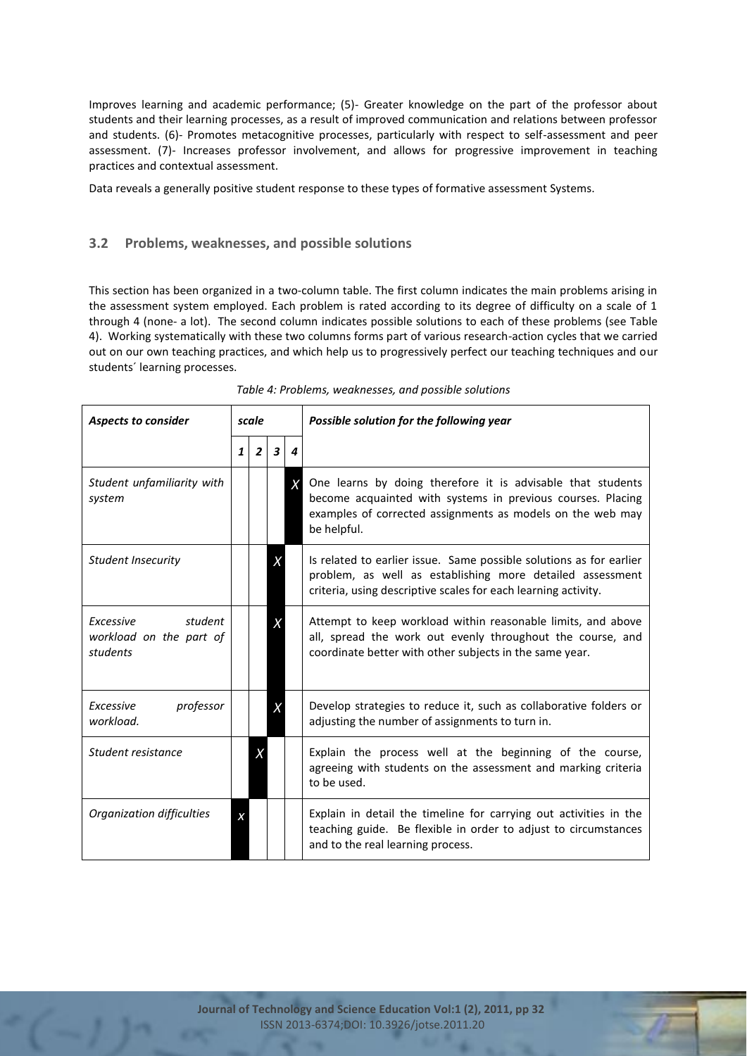Improves learning and academic performance; (5)- Greater knowledge on the part of the professor about students and their learning processes, as a result of improved communication and relations between professor and students. (6)- Promotes metacognitive processes, particularly with respect to self-assessment and peer assessment. (7)- Increases professor involvement, and allows for progressive improvement in teaching practices and contextual assessment.

Data reveals a generally positive student response to these types of formative assessment Systems.

### 3.2 Problems, weaknesses, and possible solutions

This section has been organized in a two-column table. The first column indicates the main problems arising in the assessment system employed. Each problem is rated according to its degree of difficulty on a scale of 1 through 4 (none- a lot). The second column indicates possible solutions to each of these problems (see Table 4). Working systematically with these two columns forms part of various research-action cycles that we carried out on our own teaching practices, and which help us to progressively perfect our teaching techniques and our students´ learning processes.

*Table 4: Problems, weaknesses, and possible solutions*

| *Aspects to consider* | *scale* | | | | *Possible solution for the following year* |
|---|---|---|---|---|---|
| | *1* | *2* | *3* | *4* | |
| *Student unfamiliarity with system* | | | | *X* | One learns by doing therefore it is advisable that students become acquainted with systems in previous courses. Placing examples of corrected assignments as models on the web may be helpful. |
| *Student Insecurity* | | | *X* | | Is related to earlier issue. Same possible solutions as for earlier problem, as well as establishing more detailed assessment criteria, using descriptive scales for each learning activity. |
| *Excessive student workload on the part of students* | | | *X* | | Attempt to keep workload within reasonable limits, and above all, spread the work out evenly throughout the course, and coordinate better with other subjects in the same year. |
| *Excessive professor workload.* | | | *X* | | Develop strategies to reduce it, such as collaborative folders or adjusting the number of assignments to turn in. |
| *Student resistance* | | *X* | | | Explain the process well at the beginning of the course, agreeing with students on the assessment and marking criteria to be used. |
| *Organization difficulties* | *x* | | | | Explain in detail the timeline for carrying out activities in the teaching guide. Be flexible in order to adjust to circumstances and to the real learning process. |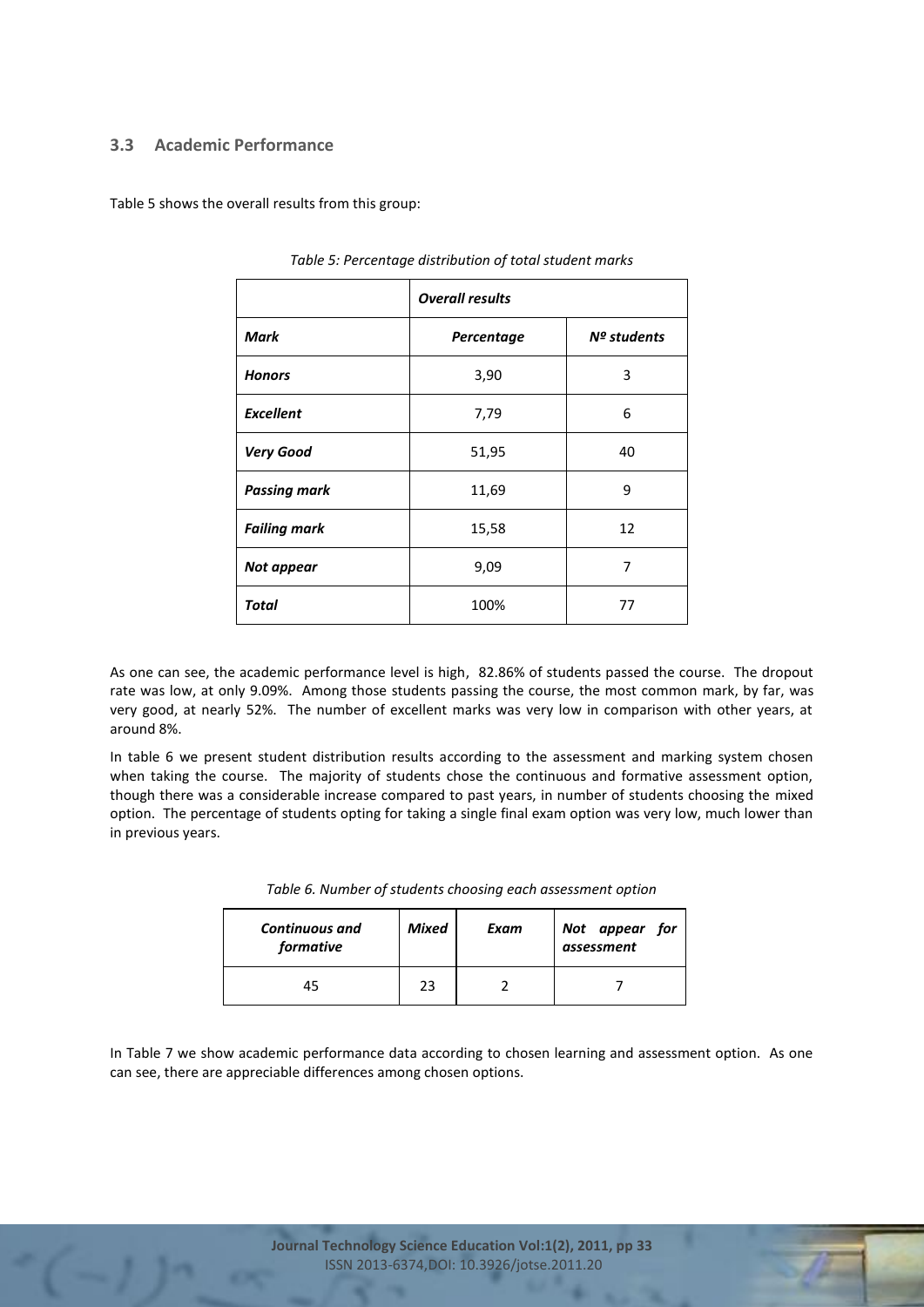### 3.3 Academic Performance

Table 5 shows the overall results from this group:

*Table 5: Percentage distribution of total student marks*

| | ***Overall results*** | |
|---|---|---|
| ***Mark*** | ***Percentage*** | ***Nº students*** |
| ***Honors*** | 3,90 | 3 |
| ***Excellent*** | 7,79 | 6 |
| ***Very Good*** | 51,95 | 40 |
| ***Passing mark*** | 11,69 | 9 |
| ***Failing mark*** | 15,58 | 12 |
| ***Not appear*** | 9,09 | 7 |
| ***Total*** | 100% | 77 |

As one can see, the academic performance level is high, 82.86% of students passed the course. The dropout rate was low, at only 9.09%. Among those students passing the course, the most common mark, by far, was very good, at nearly 52%. The number of excellent marks was very low in comparison with other years, at around 8%.

In table 6 we present student distribution results according to the assessment and marking system chosen when taking the course. The majority of students chose the continuous and formative assessment option, though there was a considerable increase compared to past years, in number of students choosing the mixed option. The percentage of students opting for taking a single final exam option was very low, much lower than in previous years.

*Table 6. Number of students choosing each assessment option*

| ***Continuous and formative*** | ***Mixed*** | ***Exam*** | ***Not appear for assessment*** |
|---|---|---|---|
| 45 | 23 | 2 | 7 |

In Table 7 we show academic performance data according to chosen learning and assessment option. As one can see, there are appreciable differences among chosen options.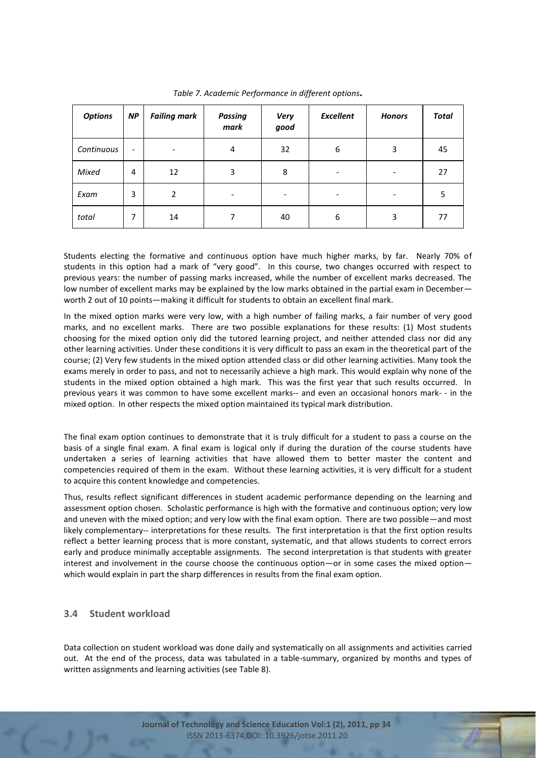*Table 7. Academic Performance in different options.*

| *Options* | *NP* | *Failing mark* | *Passing mark* | *Very good* | *Excellent* | *Honors* | *Total* |
|---|---|---|---|---|---|---|---|
| *Continuous* | - | - | 4 | 32 | 6 | 3 | 45 |
| *Mixed* | 4 | 12 | 3 | 8 | - | - | 27 |
| *Exam* | 3 | 2 | - | - | - | - | 5 |
| *total* | 7 | 14 | 7 | 40 | 6 | 3 | 77 |

Students electing the formative and continuous option have much higher marks, by far. Nearly 70% of students in this option had a mark of "very good". In this course, two changes occurred with respect to previous years: the number of passing marks increased, while the number of excellent marks decreased. The low number of excellent marks may be explained by the low marks obtained in the partial exam in December—worth 2 out of 10 points—making it difficult for students to obtain an excellent final mark.

In the mixed option marks were very low, with a high number of failing marks, a fair number of very good marks, and no excellent marks. There are two possible explanations for these results: (1) Most students choosing for the mixed option only did the tutored learning project, and neither attended class nor did any other learning activities. Under these conditions it is very difficult to pass an exam in the theoretical part of the course; (2) Very few students in the mixed option attended class or did other learning activities. Many took the exams merely in order to pass, and not to necessarily achieve a high mark. This would explain why none of the students in the mixed option obtained a high mark. This was the first year that such results occurred. In previous years it was common to have some excellent marks-- and even an occasional honors mark- - in the mixed option. In other respects the mixed option maintained its typical mark distribution.

The final exam option continues to demonstrate that it is truly difficult for a student to pass a course on the basis of a single final exam. A final exam is logical only if during the duration of the course students have undertaken a series of learning activities that have allowed them to better master the content and competencies required of them in the exam. Without these learning activities, it is very difficult for a student to acquire this content knowledge and competencies.

Thus, results reflect significant differences in student academic performance depending on the learning and assessment option chosen. Scholastic performance is high with the formative and continuous option; very low and uneven with the mixed option; and very low with the final exam option. There are two possible—and most likely complementary-- interpretations for these results. The first interpretation is that the first option results reflect a better learning process that is more constant, systematic, and that allows students to correct errors early and produce minimally acceptable assignments. The second interpretation is that students with greater interest and involvement in the course choose the continuous option—or in some cases the mixed option—which would explain in part the sharp differences in results from the final exam option.

### 3.4 Student workload

Data collection on student workload was done daily and systematically on all assignments and activities carried out. At the end of the process, data was tabulated in a table-summary, organized by months and types of written assignments and learning activities (see Table 8).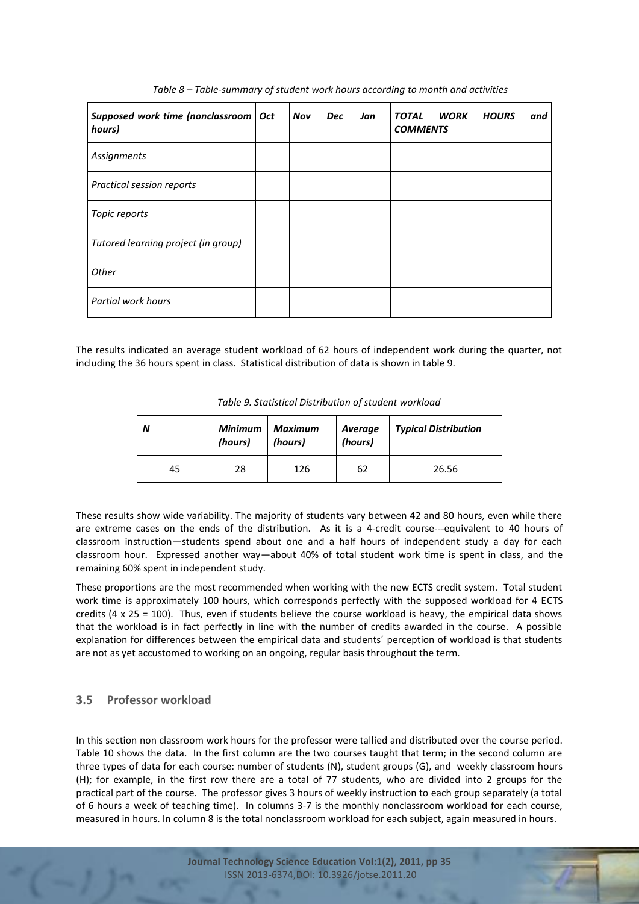*Table 8 – Table-summary of student work hours according to month and activities*

| *Supposed work time (nonclassroom hours)* | *Oct* | *Nov* | *Dec* | *Jan* | *TOTAL WORK HOURS and COMMENTS* |
|---|---|---|---|---|---|
| *Assignments* | | | | | |
| *Practical session reports* | | | | | |
| *Topic reports* | | | | | |
| *Tutored learning project (in group)* | | | | | |
| *Other* | | | | | |
| *Partial work hours* | | | | | |

The results indicated an average student workload of 62 hours of independent work during the quarter, not including the 36 hours spent in class. Statistical distribution of data is shown in table 9.

*Table 9. Statistical Distribution of student workload*

| *N* | *Minimum (hours)* | *Maximum (hours)* | *Average (hours)* | *Typical Distribution* |
|---|---|---|---|---|
| 45 | 28 | 126 | 62 | 26.56 |

These results show wide variability. The majority of students vary between 42 and 80 hours, even while there are extreme cases on the ends of the distribution. As it is a 4-credit course---equivalent to 40 hours of classroom instruction—students spend about one and a half hours of independent study a day for each classroom hour. Expressed another way—about 40% of total student work time is spent in class, and the remaining 60% spent in independent study.

These proportions are the most recommended when working with the new ECTS credit system. Total student work time is approximately 100 hours, which corresponds perfectly with the supposed workload for 4 ECTS credits (4 x 25 = 100). Thus, even if students believe the course workload is heavy, the empirical data shows that the workload is in fact perfectly in line with the number of credits awarded in the course. A possible explanation for differences between the empirical data and students´ perception of workload is that students are not as yet accustomed to working on an ongoing, regular basis throughout the term.

## 3.5 Professor workload

In this section non classroom work hours for the professor were tallied and distributed over the course period. Table 10 shows the data. In the first column are the two courses taught that term; in the second column are three types of data for each course: number of students (N), student groups (G), and weekly classroom hours (H); for example, in the first row there are a total of 77 students, who are divided into 2 groups for the practical part of the course. The professor gives 3 hours of weekly instruction to each group separately (a total of 6 hours a week of teaching time). In columns 3-7 is the monthly nonclassroom workload for each course, measured in hours. In column 8 is the total nonclassroom workload for each subject, again measured in hours.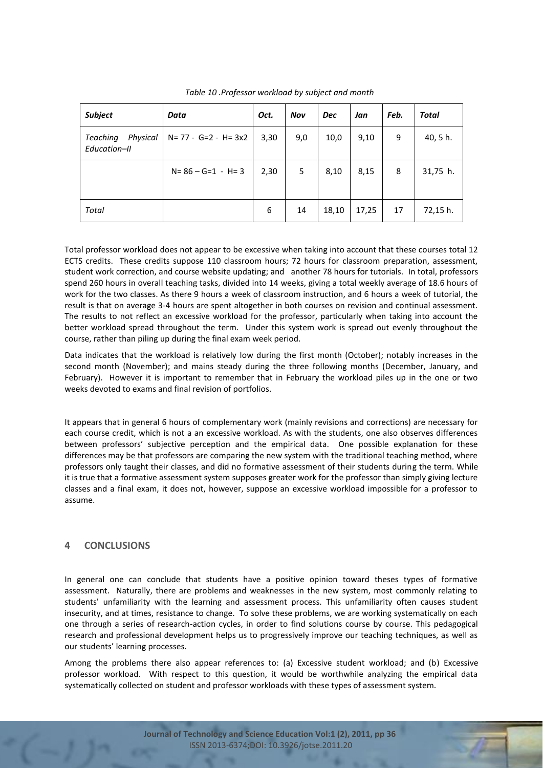*Table 10 .Professor workload by subject and month*

| *Subject* | *Data* | *Oct.* | *Nov* | *Dec* | *Jan* | *Feb.* | *Total* |
|---|---|---|---|---|---|---|---|
| *Teaching Physical Education–II* | N= 77 - G=2 - H= 3x2 | 3,30 | 9,0 | 10,0 | 9,10 | 9 | 40, 5 h. |
| | N= 86 – G=1 - H= 3 | 2,30 | 5 | 8,10 | 8,15 | 8 | 31,75 h. |
| *Total* | | 6 | 14 | 18,10 | 17,25 | 17 | 72,15 h. |

Total professor workload does not appear to be excessive when taking into account that these courses total 12 ECTS credits. These credits suppose 110 classroom hours; 72 hours for classroom preparation, assessment, student work correction, and course website updating; and another 78 hours for tutorials. In total, professors spend 260 hours in overall teaching tasks, divided into 14 weeks, giving a total weekly average of 18.6 hours of work for the two classes. As there 9 hours a week of classroom instruction, and 6 hours a week of tutorial, the result is that on average 3-4 hours are spent altogether in both courses on revision and continual assessment. The results to not reflect an excessive workload for the professor, particularly when taking into account the better workload spread throughout the term. Under this system work is spread out evenly throughout the course, rather than piling up during the final exam week period.

Data indicates that the workload is relatively low during the first month (October); notably increases in the second month (November); and mains steady during the three following months (December, January, and February). However it is important to remember that in February the workload piles up in the one or two weeks devoted to exams and final revision of portfolios.

It appears that in general 6 hours of complementary work (mainly revisions and corrections) are necessary for each course credit, which is not a an excessive workload. As with the students, one also observes differences between professors' subjective perception and the empirical data. One possible explanation for these differences may be that professors are comparing the new system with the traditional teaching method, where professors only taught their classes, and did no formative assessment of their students during the term. While it is true that a formative assessment system supposes greater work for the professor than simply giving lecture classes and a final exam, it does not, however, suppose an excessive workload impossible for a professor to assume.

## 4 CONCLUSIONS

In general one can conclude that students have a positive opinion toward theses types of formative assessment. Naturally, there are problems and weaknesses in the new system, most commonly relating to students' unfamiliarity with the learning and assessment process. This unfamiliarity often causes student insecurity, and at times, resistance to change. To solve these problems, we are working systematically on each one through a series of research-action cycles, in order to find solutions course by course. This pedagogical research and professional development helps us to progressively improve our teaching techniques, as well as our students' learning processes.

Among the problems there also appear references to: (a) Excessive student workload; and (b) Excessive professor workload. With respect to this question, it would be worthwhile analyzing the empirical data systematically collected on student and professor workloads with these types of assessment system.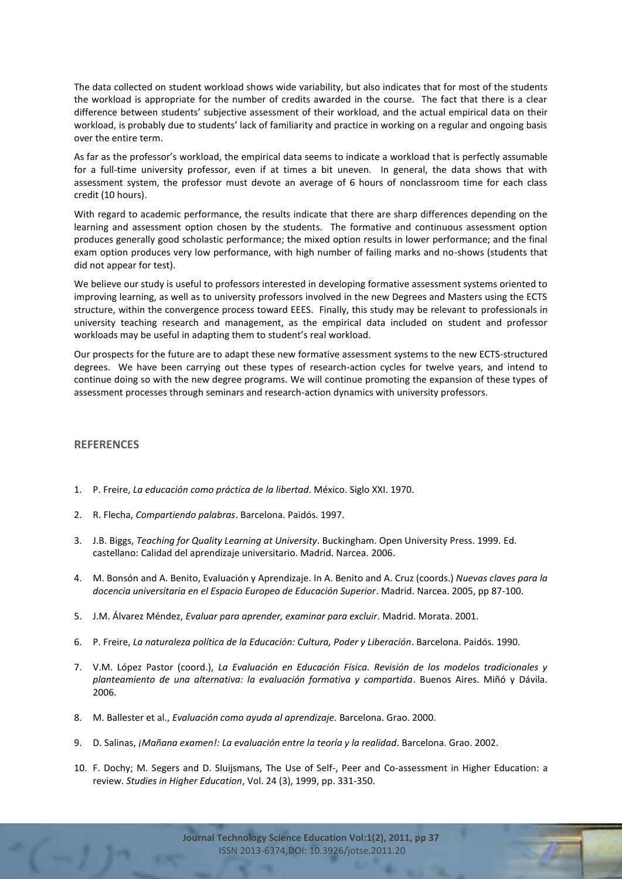The data collected on student workload shows wide variability, but also indicates that for most of the students the workload is appropriate for the number of credits awarded in the course. The fact that there is a clear difference between students' subjective assessment of their workload, and the actual empirical data on their workload, is probably due to students' lack of familiarity and practice in working on a regular and ongoing basis over the entire term.

As far as the professor's workload, the empirical data seems to indicate a workload that is perfectly assumable for a full-time university professor, even if at times a bit uneven. In general, the data shows that with assessment system, the professor must devote an average of 6 hours of nonclassroom time for each class credit (10 hours).

With regard to academic performance, the results indicate that there are sharp differences depending on the learning and assessment option chosen by the students. The formative and continuous assessment option produces generally good scholastic performance; the mixed option results in lower performance; and the final exam option produces very low performance, with high number of failing marks and no-shows (students that did not appear for test).

We believe our study is useful to professors interested in developing formative assessment systems oriented to improving learning, as well as to university professors involved in the new Degrees and Masters using the ECTS structure, within the convergence process toward EEES. Finally, this study may be relevant to professionals in university teaching research and management, as the empirical data included on student and professor workloads may be useful in adapting them to student's real workload.

Our prospects for the future are to adapt these new formative assessment systems to the new ECTS-structured degrees. We have been carrying out these types of research-action cycles for twelve years, and intend to continue doing so with the new degree programs. We will continue promoting the expansion of these types of assessment processes through seminars and research-action dynamics with university professors.

## REFERENCES

1. P. Freire, *La educación como práctica de la libertad*. México. Siglo XXI. 1970.
2. R. Flecha, *Compartiendo palabras*. Barcelona. Paidós. 1997.
3. J.B. Biggs, *Teaching for Quality Learning at University*. Buckingham. Open University Press. 1999. Ed. castellano: Calidad del aprendizaje universitario. Madrid. Narcea. 2006.
4. M. Bonsón and A. Benito, Evaluación y Aprendizaje. In A. Benito and A. Cruz (coords.) *Nuevas claves para la docencia universitaria en el Espacio Europeo de Educación Superior*. Madrid. Narcea. 2005, pp 87-100.
5. J.M. Álvarez Méndez, *Evaluar para aprender, examinar para excluir*. Madrid. Morata. 2001.
6. P. Freire, *La naturaleza política de la Educación: Cultura, Poder y Liberación*. Barcelona. Paidós. 1990.
7. V.M. López Pastor (coord.), *La Evaluación en Educación Física. Revisión de los modelos tradicionales y planteamiento de una alternativa: la evaluación formativa y compartida*. Buenos Aires. Miñó y Dávila. 2006.
8. M. Ballester et al., *Evaluación como ayuda al aprendizaje.* Barcelona. Grao. 2000.
9. D. Salinas, *¡Mañana examen!: La evaluación entre la teoría y la realidad*. Barcelona. Grao. 2002.
10. F. Dochy; M. Segers and D. Sluijsmans, The Use of Self-, Peer and Co-assessment in Higher Education: a review. *Studies in Higher Education*, Vol. 24 (3), 1999, pp. 331-350.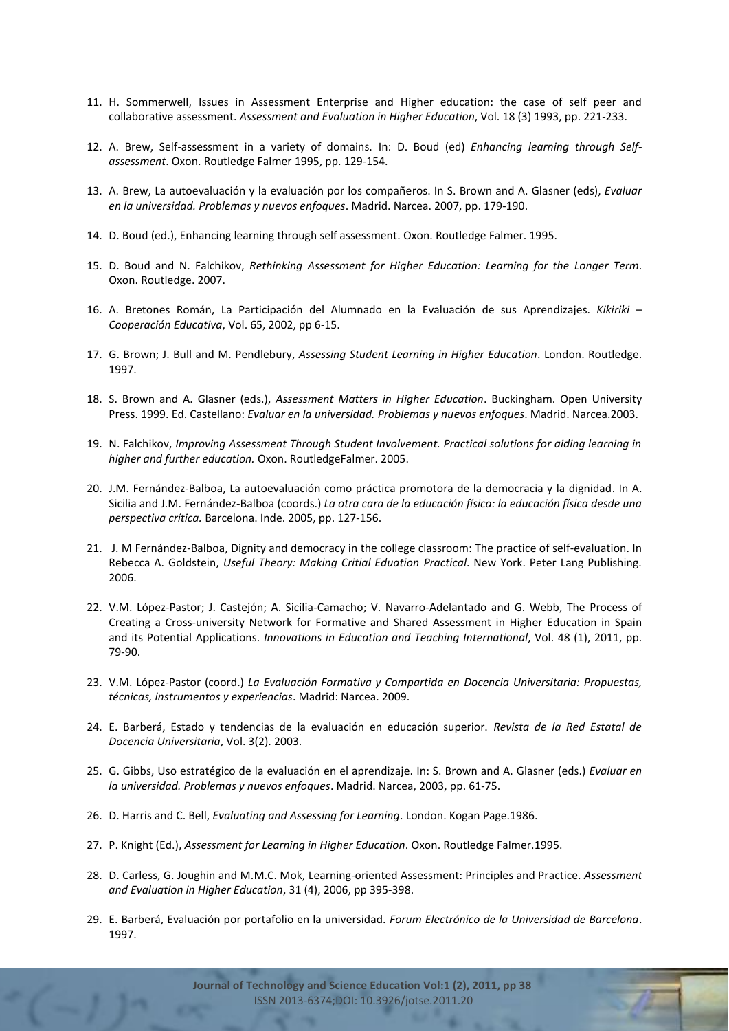11. H. Sommerwell, Issues in Assessment Enterprise and Higher education: the case of self peer and collaborative assessment. *Assessment and Evaluation in Higher Education*, Vol. 18 (3) 1993, pp. 221-233.

12. A. Brew, Self-assessment in a variety of domains. In: D. Boud (ed) *Enhancing learning through Self-assessment*. Oxon. Routledge Falmer 1995, pp. 129-154.

13. A. Brew, La autoevaluación y la evaluación por los compañeros. In S. Brown and A. Glasner (eds), *Evaluar en la universidad. Problemas y nuevos enfoques*. Madrid. Narcea. 2007, pp. 179-190.

14. D. Boud (ed.), Enhancing learning through self assessment. Oxon. Routledge Falmer. 1995.

15. D. Boud and N. Falchikov, *Rethinking Assessment for Higher Education: Learning for the Longer Term*. Oxon. Routledge. 2007.

16. A. Bretones Román, La Participación del Alumnado en la Evaluación de sus Aprendizajes. *Kikiriki – Cooperación Educativa*, Vol. 65, 2002, pp 6-15.

17. G. Brown; J. Bull and M. Pendlebury, *Assessing Student Learning in Higher Education*. London. Routledge. 1997.

18. S. Brown and A. Glasner (eds.), *Assessment Matters in Higher Education*. Buckingham. Open University Press. 1999. Ed. Castellano: *Evaluar en la universidad. Problemas y nuevos enfoques*. Madrid. Narcea.2003.

19. N. Falchikov, *Improving Assessment Through Student Involvement. Practical solutions for aiding learning in higher and further education.* Oxon. RoutledgeFalmer. 2005.

20. J.M. Fernández-Balboa, La autoevaluación como práctica promotora de la democracia y la dignidad. In A. Sicilia and J.M. Fernández-Balboa (coords.) *La otra cara de la educación física: la educación física desde una perspectiva crítica.* Barcelona. Inde. 2005, pp. 127-156.

21. J. M Fernández-Balboa, Dignity and democracy in the college classroom: The practice of self-evaluation. In Rebecca A. Goldstein, *Useful Theory: Making Critial Eduation Practical*. New York. Peter Lang Publishing. 2006.

22. V.M. López-Pastor; J. Castejón; A. Sicilia-Camacho; V. Navarro-Adelantado and G. Webb, The Process of Creating a Cross-university Network for Formative and Shared Assessment in Higher Education in Spain and its Potential Applications. *Innovations in Education and Teaching International*, Vol. 48 (1), 2011, pp. 79-90.

23. V.M. López-Pastor (coord.) *La Evaluación Formativa y Compartida en Docencia Universitaria: Propuestas, técnicas, instrumentos y experiencias*. Madrid: Narcea. 2009.

24. E. Barberá, Estado y tendencias de la evaluación en educación superior. *Revista de la Red Estatal de Docencia Universitaria*, Vol. 3(2). 2003.

25. G. Gibbs, Uso estratégico de la evaluación en el aprendizaje. In: S. Brown and A. Glasner (eds.) *Evaluar en la universidad. Problemas y nuevos enfoques*. Madrid. Narcea, 2003, pp. 61-75.

26. D. Harris and C. Bell, *Evaluating and Assessing for Learning*. London. Kogan Page.1986.

27. P. Knight (Ed.), *Assessment for Learning in Higher Education*. Oxon. Routledge Falmer.1995.

28. D. Carless, G. Joughin and M.M.C. Mok, Learning-oriented Assessment: Principles and Practice. *Assessment and Evaluation in Higher Education*, 31 (4), 2006, pp 395-398.

29. E. Barberá, Evaluación por portafolio en la universidad. *Forum Electrónico de la Universidad de Barcelona*. 1997.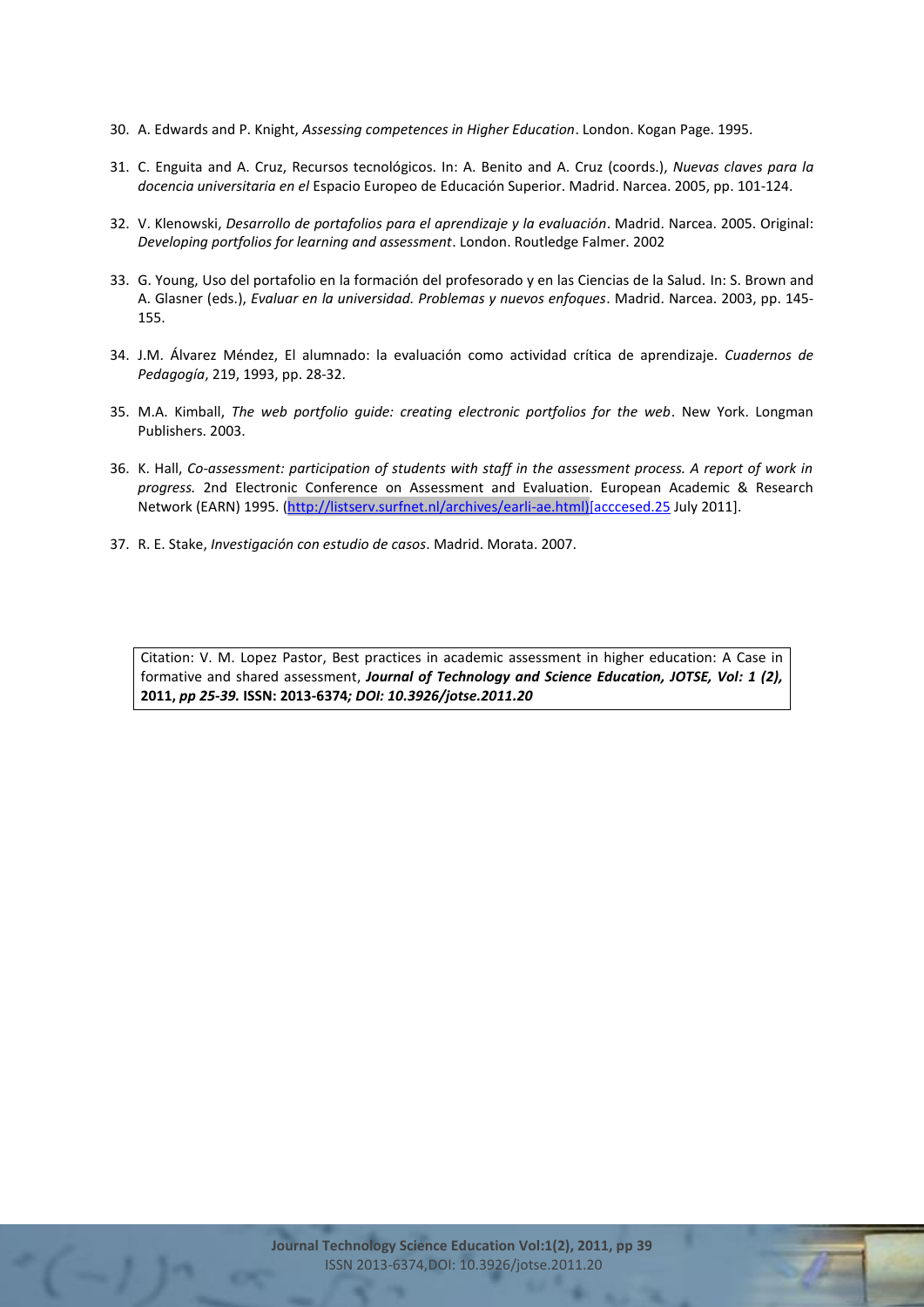30. A. Edwards and P. Knight, *Assessing competences in Higher Education*. London. Kogan Page. 1995.

31. C. Enguita and A. Cruz, Recursos tecnológicos. In: A. Benito and A. Cruz (coords.), *Nuevas claves para la docencia universitaria en el* Espacio Europeo de Educación Superior. Madrid. Narcea. 2005, pp. 101-124.

32. V. Klenowski, *Desarrollo de portafolios para el aprendizaje y la evaluación*. Madrid. Narcea. 2005. Original: *Developing portfolios for learning and assessment*. London. Routledge Falmer. 2002

33. G. Young, Uso del portafolio en la formación del profesorado y en las Ciencias de la Salud. In: S. Brown and A. Glasner (eds.), *Evaluar en la universidad. Problemas y nuevos enfoques*. Madrid. Narcea. 2003, pp. 145-155.

34. J.M. Álvarez Méndez, El alumnado: la evaluación como actividad crítica de aprendizaje. *Cuadernos de Pedagogía*, 219, 1993, pp. 28-32.

35. M.A. Kimball, *The web portfolio guide: creating electronic portfolios for the web*. New York. Longman Publishers. 2003.

36. K. Hall, *Co-assessment: participation of students with staff in the assessment process. A report of work in progress.* 2nd Electronic Conference on Assessment and Evaluation. European Academic & Research Network (EARN) 1995. (http://listserv.surfnet.nl/archives/earli-ae.html)[acccesed.25 July 2011].

37. R. E. Stake, *Investigación con estudio de casos*. Madrid. Morata. 2007.

Citation: V. M. Lopez Pastor, Best practices in academic assessment in higher education: A Case in formative and shared assessment, ***Journal of Technology and Science Education, JOTSE, Vol: 1 (2),*** **2011,** ***pp 25-39.*** **ISSN: 2013-6374*****; DOI: 10.3926/jotse.2011.20***